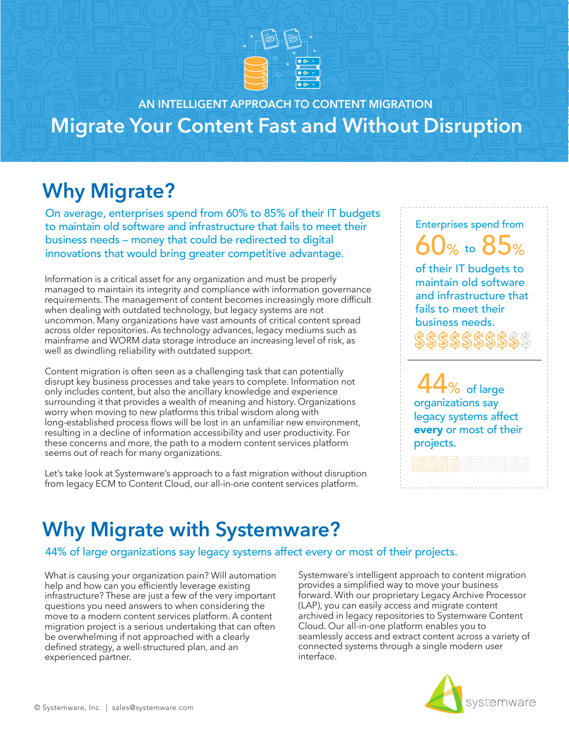AN INTELLIGENT APPROACH TO CONTENT MIGRATION

# Migrate Your Content Fast and Without Disruption

## Why Migrate?

On average, enterprises spend from 60% to 85% of their IT budgets to maintain old software and infrastructure that fails to meet their business needs – money that could be redirected to digital innovations that would bring greater competitive advantage.

Information is a critical asset for any organization and must be properly managed to maintain its integrity and compliance with information governance requirements. The management of content becomes increasingly more difficult when dealing with outdated technology, but legacy systems are not uncommon. Many organizations have vast amounts of critical content spread across older repositories. As technology advances, legacy mediums such as mainframe and WORM data storage introduce an increasing level of risk, as well as dwindling reliability with outdated support.

Content migration is often seen as a challenging task that can potentially disrupt key business processes and take years to complete. Information not only includes content, but also the ancillary knowledge and experience surrounding it that provides a wealth of meaning and history. Organizations worry when moving to new platforms this tribal wisdom along with long-established process flows will be lost in an unfamiliar new environment, resulting in a decline of information accessibility and user productivity. For these concerns and more, the path to a modern content services platform seems out of reach for many organizations.

Let's take look at Systemware's approach to a fast migration without disruption from legacy ECM to Content Cloud, our all-in-one content services platform.

Enterprises spend from **60% to 85%** of their IT budgets to maintain old software and infrastructure that fails to meet their business needs.

**44%** of large organizations say legacy systems affect **every** or most of their projects.

## Why Migrate with Systemware?

44% of large organizations say legacy systems affect every or most of their projects.

What is causing your organization pain? Will automation help and how can you efficiently leverage existing infrastructure? These are just a few of the very important questions you need answers to when considering the move to a modern content services platform. A content migration project is a serious undertaking that can often be overwhelming if not approached with a clearly defined strategy, a well-structured plan, and an experienced partner.

Systemware's intelligent approach to content migration provides a simplified way to move your business forward. With our proprietary Legacy Archive Processor (LAP), you can easily access and migrate content archived in legacy repositories to Systemware Content Cloud. Our all-in-one platform enables you to seamlessly access and extract content across a variety of connected systems through a single modern user interface.

© Systemware, Inc. | sales@systemware.com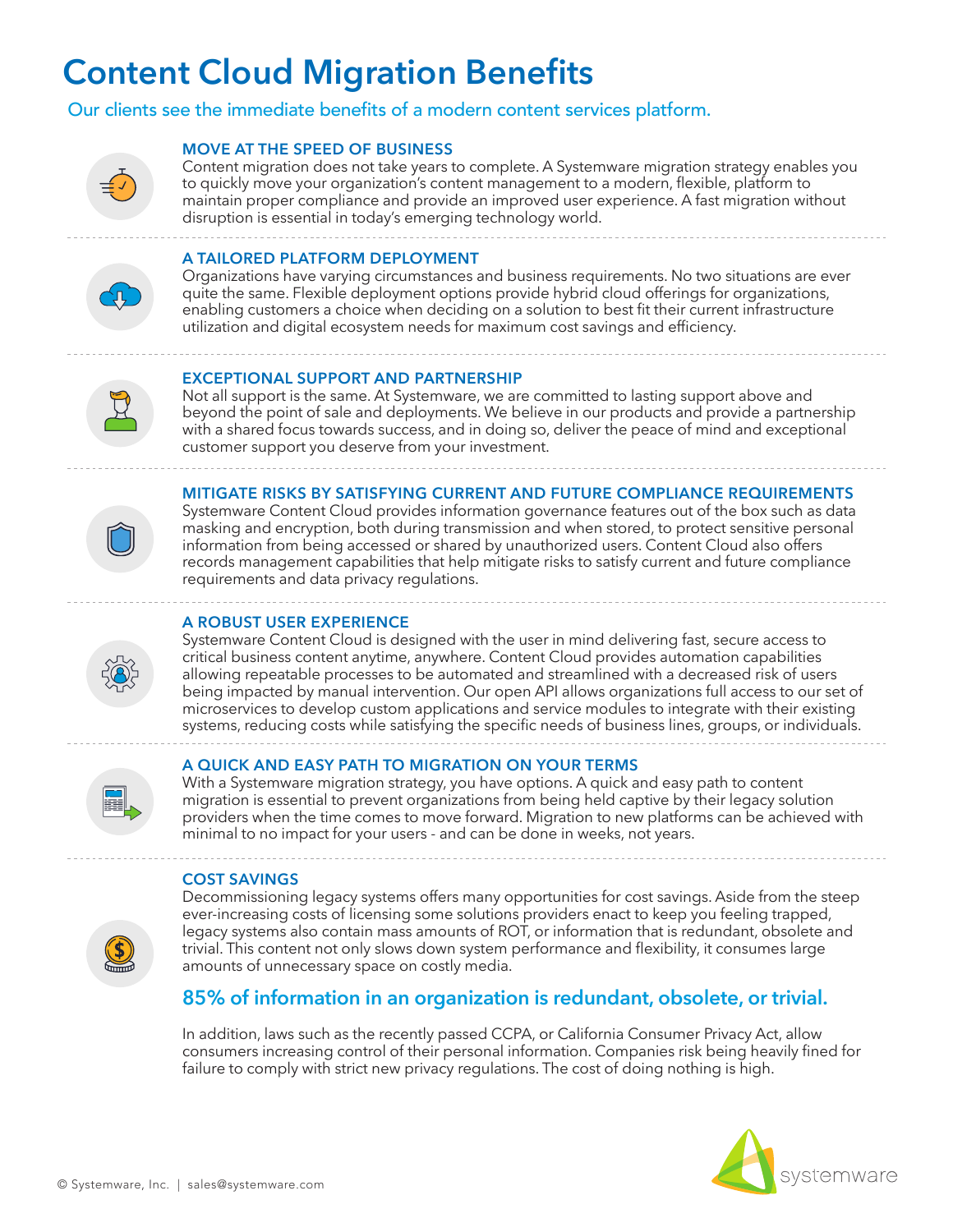# Content Cloud Migration Benefits

Our clients see the immediate benefits of a modern content services platform.

### MOVE AT THE SPEED OF BUSINESS

Content migration does not take years to complete. A Systemware migration strategy enables you to quickly move your organization's content management to a modern, flexible, platform to maintain proper compliance and provide an improved user experience. A fast migration without disruption is essential in today's emerging technology world.

### A TAILORED PLATFORM DEPLOYMENT

Organizations have varying circumstances and business requirements. No two situations are ever quite the same. Flexible deployment options provide hybrid cloud offerings for organizations, enabling customers a choice when deciding on a solution to best fit their current infrastructure utilization and digital ecosystem needs for maximum cost savings and efficiency.

### EXCEPTIONAL SUPPORT AND PARTNERSHIP

Not all support is the same. At Systemware, we are committed to lasting support above and beyond the point of sale and deployments. We believe in our products and provide a partnership with a shared focus towards success, and in doing so, deliver the peace of mind and exceptional customer support you deserve from your investment.

### MITIGATE RISKS BY SATISFYING CURRENT AND FUTURE COMPLIANCE REQUIREMENTS

Systemware Content Cloud provides information governance features out of the box such as data masking and encryption, both during transmission and when stored, to protect sensitive personal information from being accessed or shared by unauthorized users. Content Cloud also offers records management capabilities that help mitigate risks to satisfy current and future compliance requirements and data privacy regulations.

### A ROBUST USER EXPERIENCE

Systemware Content Cloud is designed with the user in mind delivering fast, secure access to critical business content anytime, anywhere. Content Cloud provides automation capabilities allowing repeatable processes to be automated and streamlined with a decreased risk of users being impacted by manual intervention. Our open API allows organizations full access to our set of microservices to develop custom applications and service modules to integrate with their existing systems, reducing costs while satisfying the specific needs of business lines, groups, or individuals.

### A QUICK AND EASY PATH TO MIGRATION ON YOUR TERMS

With a Systemware migration strategy, you have options. A quick and easy path to content migration is essential to prevent organizations from being held captive by their legacy solution providers when the time comes to move forward. Migration to new platforms can be achieved with minimal to no impact for your users - and can be done in weeks, not years.

### COST SAVINGS

Decommissioning legacy systems offers many opportunities for cost savings. Aside from the steep ever-increasing costs of licensing some solutions providers enact to keep you feeling trapped, legacy systems also contain mass amounts of ROT, or information that is redundant, obsolete and trivial. This content not only slows down system performance and flexibility, it consumes large amounts of unnecessary space on costly media.

**85% of information in an organization is redundant, obsolete, or trivial.**

In addition, laws such as the recently passed CCPA, or California Consumer Privacy Act, allow consumers increasing control of their personal information. Companies risk being heavily fined for failure to comply with strict new privacy regulations. The cost of doing nothing is high.

© Systemware, Inc. | sales@systemware.com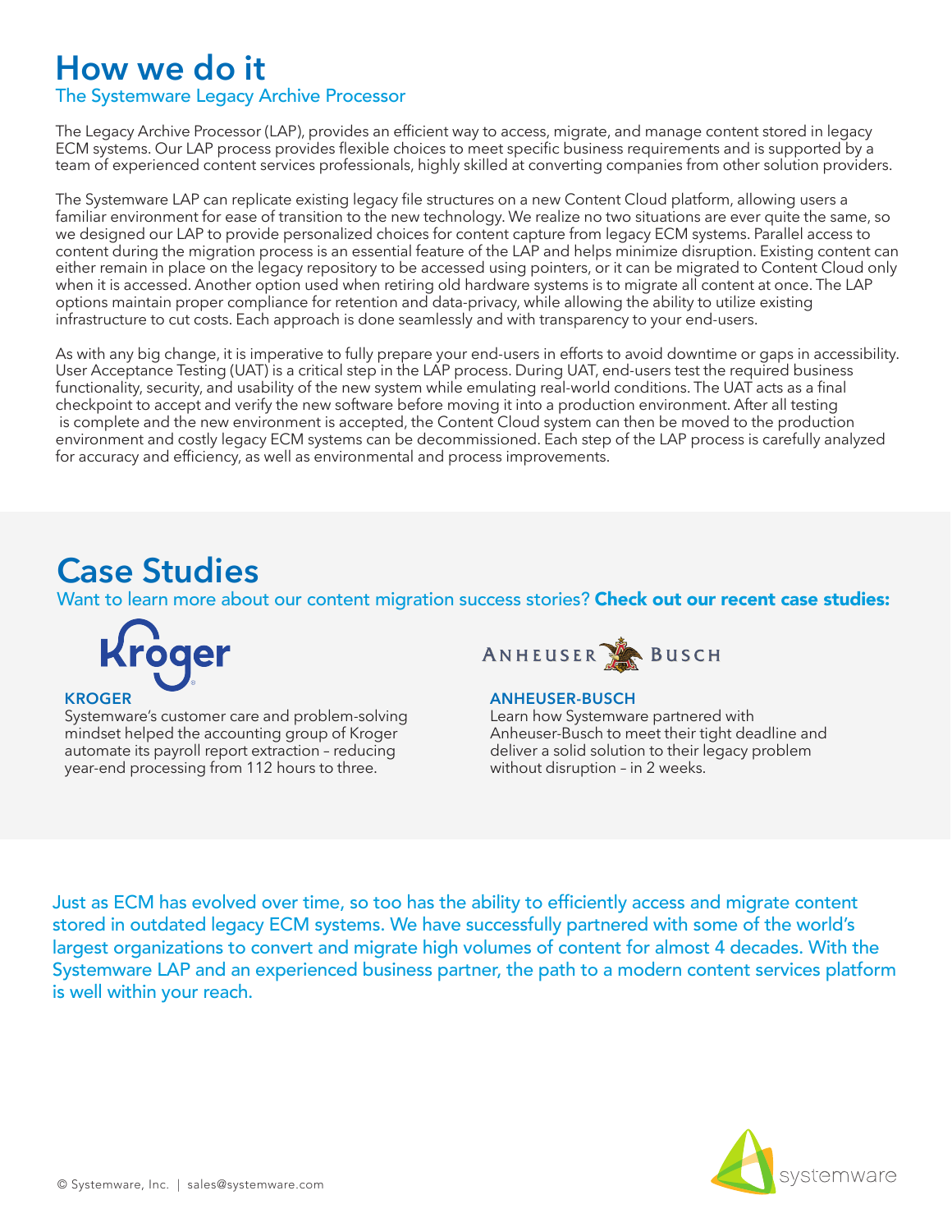# How we do it

## The Systemware Legacy Archive Processor

The Legacy Archive Processor (LAP), provides an efficient way to access, migrate, and manage content stored in legacy ECM systems. Our LAP process provides flexible choices to meet specific business requirements and is supported by a team of experienced content services professionals, highly skilled at converting companies from other solution providers.

The Systemware LAP can replicate existing legacy file structures on a new Content Cloud platform, allowing users a familiar environment for ease of transition to the new technology. We realize no two situations are ever quite the same, so we designed our LAP to provide personalized choices for content capture from legacy ECM systems. Parallel access to content during the migration process is an essential feature of the LAP and helps minimize disruption. Existing content can either remain in place on the legacy repository to be accessed using pointers, or it can be migrated to Content Cloud only when it is accessed. Another option used when retiring old hardware systems is to migrate all content at once. The LAP options maintain proper compliance for retention and data-privacy, while allowing the ability to utilize existing infrastructure to cut costs. Each approach is done seamlessly and with transparency to your end-users.

As with any big change, it is imperative to fully prepare your end-users in efforts to avoid downtime or gaps in accessibility. User Acceptance Testing (UAT) is a critical step in the LAP process. During UAT, end-users test the required business functionality, security, and usability of the new system while emulating real-world conditions. The UAT acts as a final checkpoint to accept and verify the new software before moving it into a production environment. After all testing is complete and the new environment is accepted, the Content Cloud system can then be moved to the production environment and costly legacy ECM systems can be decommissioned. Each step of the LAP process is carefully analyzed for accuracy and efficiency, as well as environmental and process improvements.

# Case Studies

Want to learn more about our content migration success stories? **Check out our recent case studies:**

### KROGER

Systemware's customer care and problem-solving mindset helped the accounting group of Kroger automate its payroll report extraction – reducing year-end processing from 112 hours to three.

### ANHEUSER-BUSCH

Learn how Systemware partnered with Anheuser-Busch to meet their tight deadline and deliver a solid solution to their legacy problem without disruption – in 2 weeks.

Just as ECM has evolved over time, so too has the ability to efficiently access and migrate content stored in outdated legacy ECM systems. We have successfully partnered with some of the world's largest organizations to convert and migrate high volumes of content for almost 4 decades. With the Systemware LAP and an experienced business partner, the path to a modern content services platform is well within your reach.

© Systemware, Inc. | sales@systemware.com